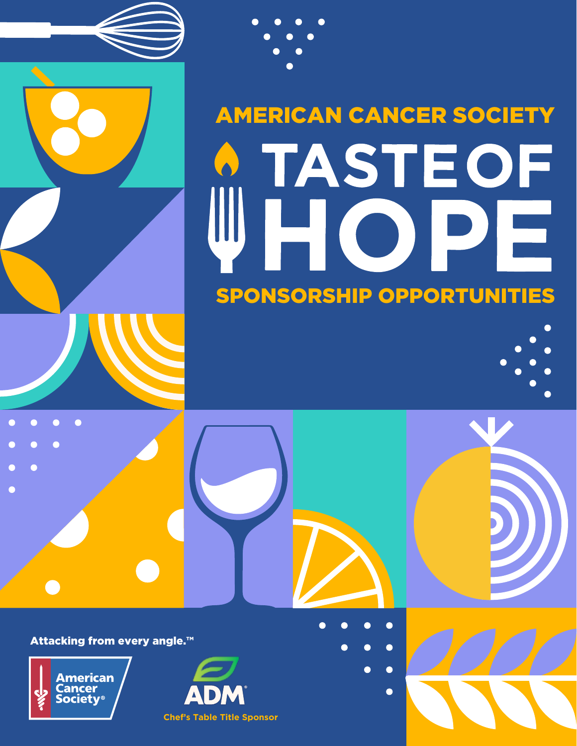# AMERICAN CANCER SOCIETY

# TASTE OF HOPE

## SPONSORSHIP OPPORTUNITIES

Attacking from every angle.™

American Cancer Society®

ADM®

Chef's Table Title Sponsor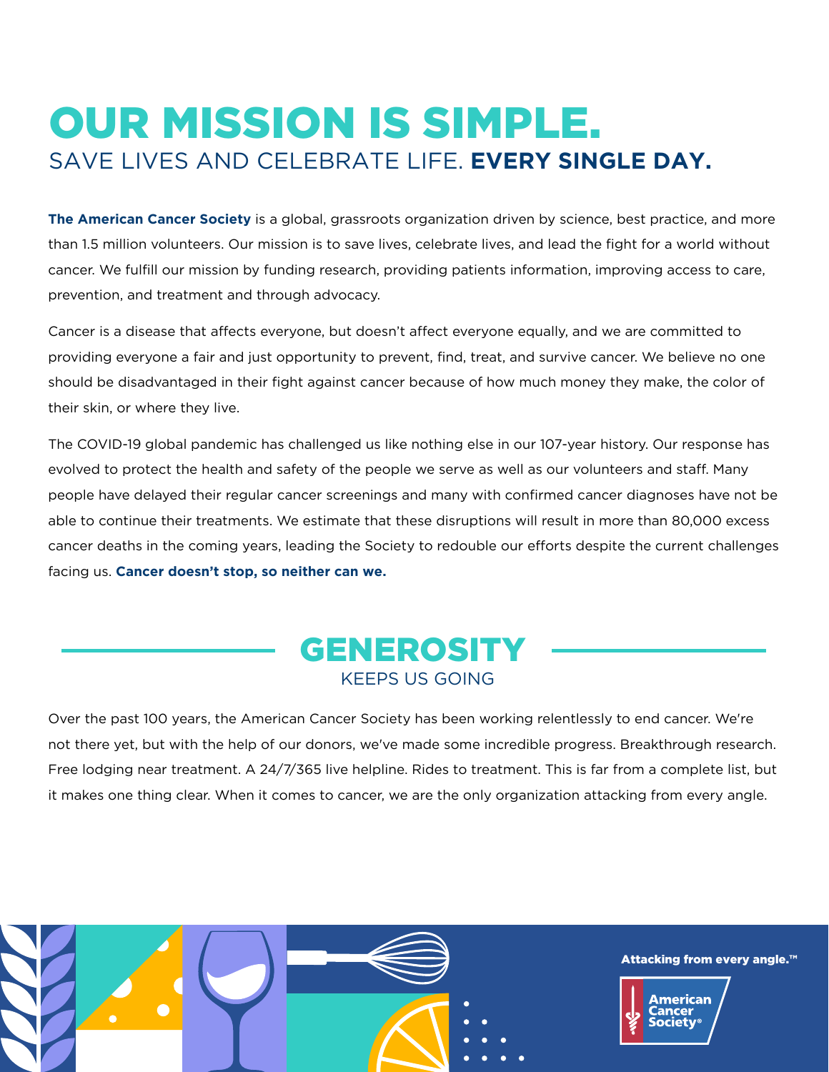# OUR MISSION IS SIMPLE.

## SAVE LIVES AND CELEBRATE LIFE. **EVERY SINGLE DAY.**

**The American Cancer Society** is a global, grassroots organization driven by science, best practice, and more than 1.5 million volunteers. Our mission is to save lives, celebrate lives, and lead the fight for a world without cancer. We fulfill our mission by funding research, providing patients information, improving access to care, prevention, and treatment and through advocacy.

Cancer is a disease that affects everyone, but doesn't affect everyone equally, and we are committed to providing everyone a fair and just opportunity to prevent, find, treat, and survive cancer. We believe no one should be disadvantaged in their fight against cancer because of how much money they make, the color of their skin, or where they live.

The COVID-19 global pandemic has challenged us like nothing else in our 107-year history. Our response has evolved to protect the health and safety of the people we serve as well as our volunteers and staff. Many people have delayed their regular cancer screenings and many with confirmed cancer diagnoses have not be able to continue their treatments. We estimate that these disruptions will result in more than 80,000 excess cancer deaths in the coming years, leading the Society to redouble our efforts despite the current challenges facing us. **Cancer doesn't stop, so neither can we.**

## GENEROSITY

### KEEPS US GOING

Over the past 100 years, the American Cancer Society has been working relentlessly to end cancer. We're not there yet, but with the help of our donors, we've made some incredible progress. Breakthrough research. Free lodging near treatment. A 24/7/365 live helpline. Rides to treatment. This is far from a complete list, but it makes one thing clear. When it comes to cancer, we are the only organization attacking from every angle.

**Attacking from every angle.™**

American Cancer Society®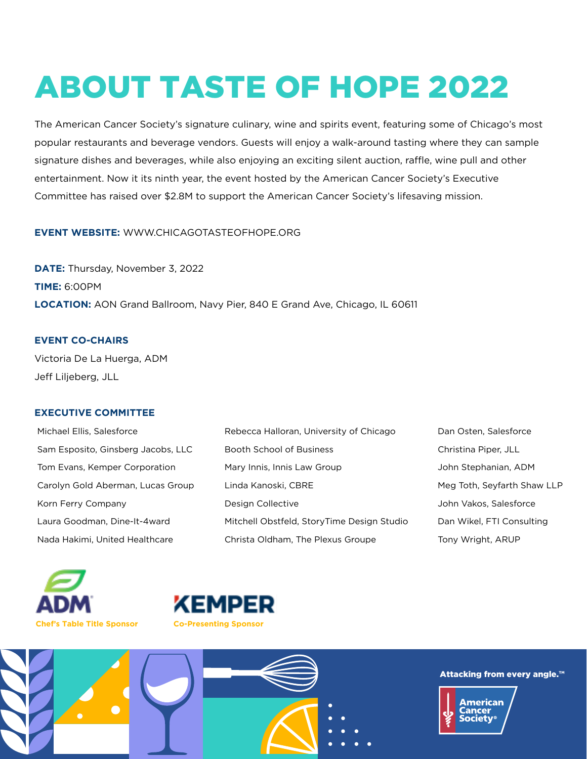# ABOUT TASTE OF HOPE 2022

The American Cancer Society's signature culinary, wine and spirits event, featuring some of Chicago's most popular restaurants and beverage vendors. Guests will enjoy a walk-around tasting where they can sample signature dishes and beverages, while also enjoying an exciting silent auction, raffle, wine pull and other entertainment. Now it its ninth year, the event hosted by the American Cancer Society's Executive Committee has raised over $2.8M to support the American Cancer Society's lifesaving mission.

**EVENT WEBSITE:** WWW.CHICAGOTASTEOFHOPE.ORG

**DATE:** Thursday, November 3, 2022
**TIME:** 6:00PM
**LOCATION:** AON Grand Ballroom, Navy Pier, 840 E Grand Ave, Chicago, IL 60611

**EVENT CO-CHAIRS**

Victoria De La Huerga, ADM
Jeff Liljeberg, JLL

**EXECUTIVE COMMITTEE**

Michael Ellis, Salesforce
Sam Esposito, Ginsberg Jacobs, LLC
Tom Evans, Kemper Corporation
Carolyn Gold Aberman, Lucas Group
Korn Ferry Company
Laura Goodman, Dine-It-4ward
Nada Hakimi, United Healthcare
Rebecca Halloran, University of Chicago
Booth School of Business
Mary Innis, Innis Law Group
Linda Kanoski, CBRE
Design Collective
Mitchell Obstfeld, StoryTime Design Studio
Christa Oldham, The Plexus Groupe
Dan Osten, Salesforce
Christina Piper, JLL
John Stephanian, ADM
Meg Toth, Seyfarth Shaw LLP
John Vakos, Salesforce
Dan Wikel, FTI Consulting
Tony Wright, ARUP

ADM
**Chef's Table Title Sponsor**

KEMPER
**Co-Presenting Sponsor**

**Attacking from every angle.™**

American Cancer Society®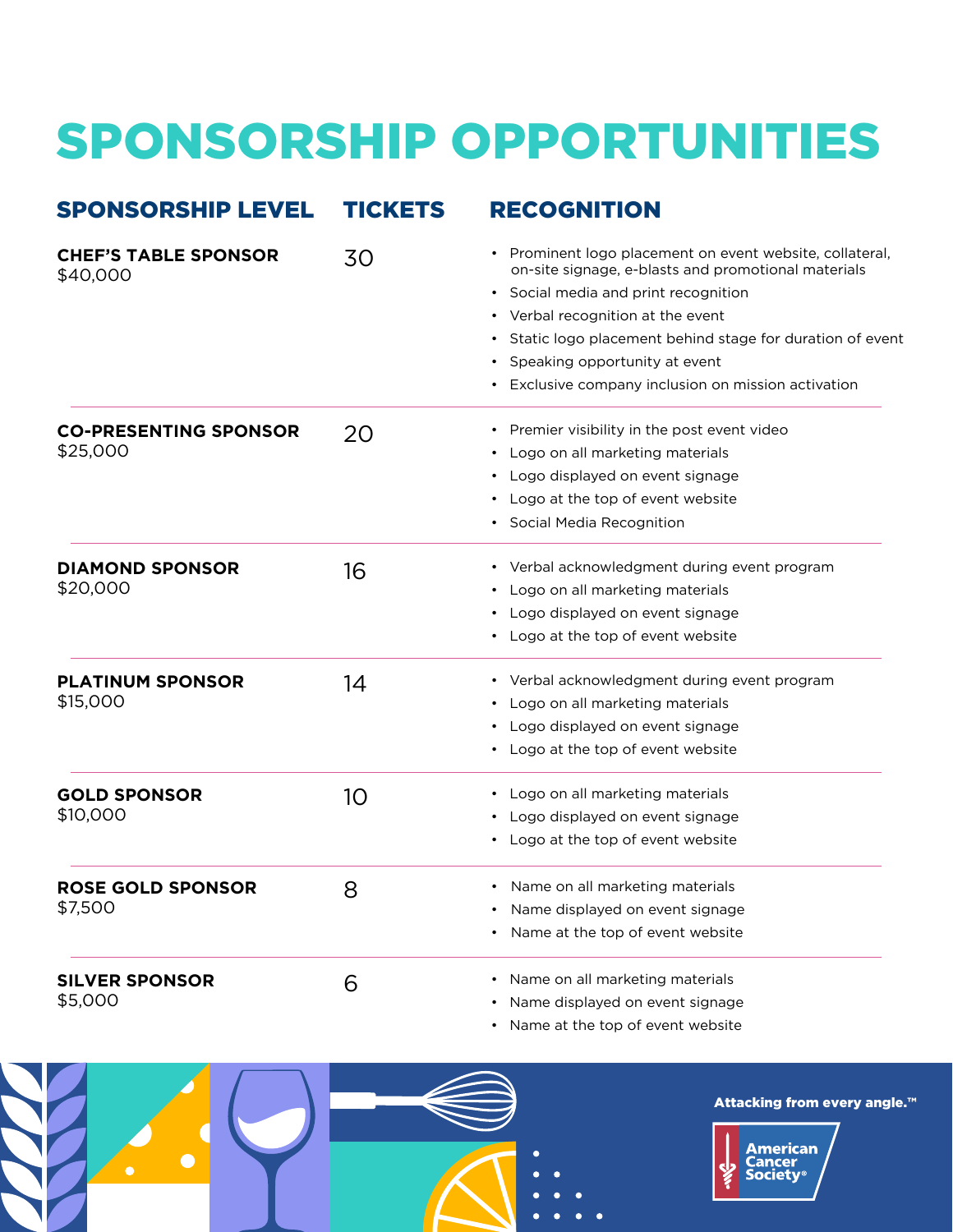# SPONSORSHIP OPPORTUNITIES

| SPONSORSHIP LEVEL | TICKETS | RECOGNITION |
|---|---|---|
| **CHEF'S TABLE SPONSOR** $40,000 | 30 | • Prominent logo placement on event website, collateral, on-site signage, e-blasts and promotional materials<br>• Social media and print recognition<br>• Verbal recognition at the event<br>• Static logo placement behind stage for duration of event<br>• Speaking opportunity at event<br>• Exclusive company inclusion on mission activation |
| **CO-PRESENTING SPONSOR** $25,000 | 20 | • Premier visibility in the post event video<br>• Logo on all marketing materials<br>• Logo displayed on event signage<br>• Logo at the top of event website<br>• Social Media Recognition |
| **DIAMOND SPONSOR** $20,000 | 16 | • Verbal acknowledgment during event program<br>• Logo on all marketing materials<br>• Logo displayed on event signage<br>• Logo at the top of event website |
| **PLATINUM SPONSOR** $15,000 | 14 | • Verbal acknowledgment during event program<br>• Logo on all marketing materials<br>• Logo displayed on event signage<br>• Logo at the top of event website |
| **GOLD SPONSOR** $10,000 | 10 | • Logo on all marketing materials<br>• Logo displayed on event signage<br>• Logo at the top of event website |
| **ROSE GOLD SPONSOR** $7,500 | 8 | • Name on all marketing materials<br>• Name displayed on event signage<br>• Name at the top of event website |
| **SILVER SPONSOR** $5,000 | 6 | • Name on all marketing materials<br>• Name displayed on event signage<br>• Name at the top of event website |

Attacking from every angle.™

American Cancer Society®